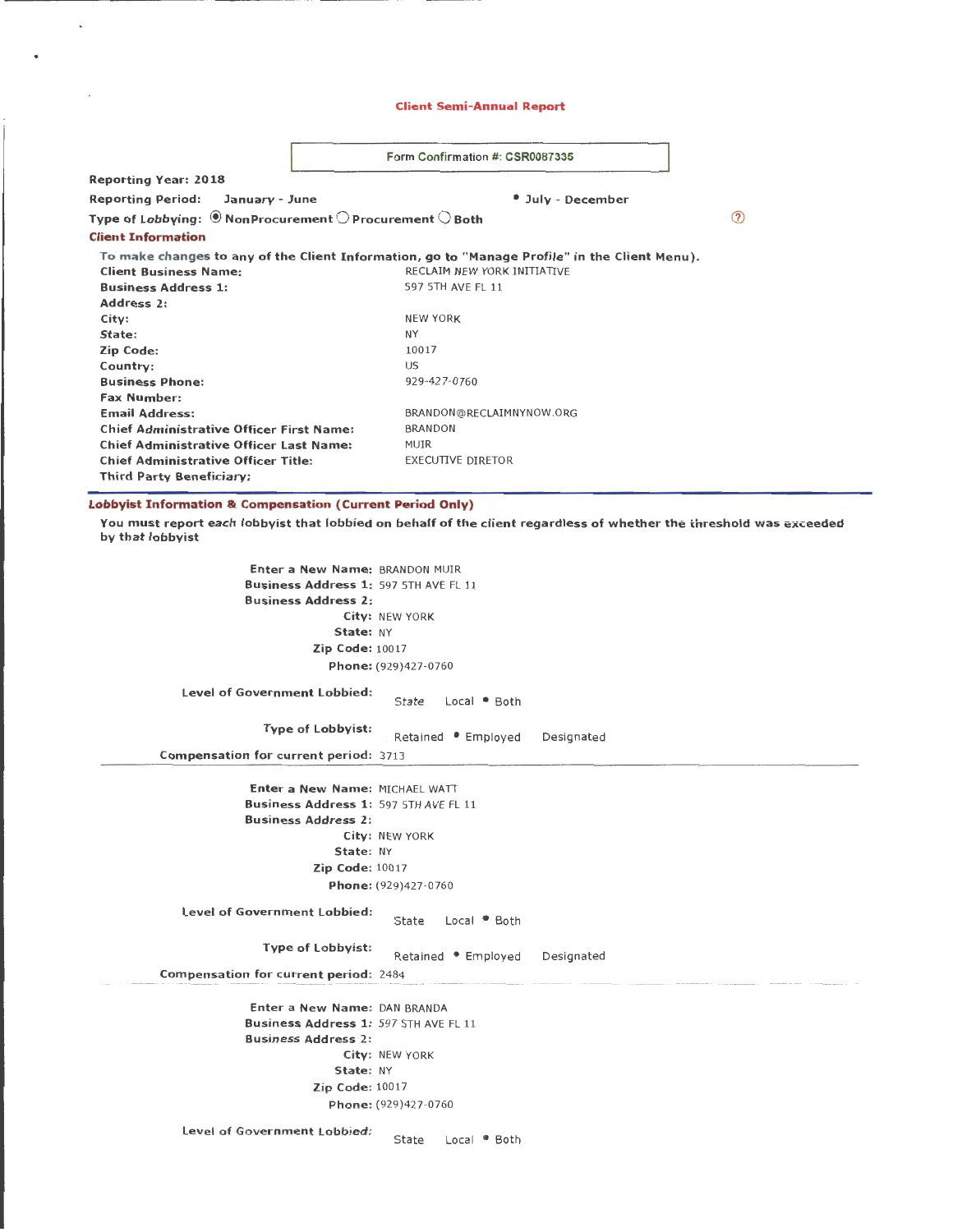## Client Semi-Annual Report

Form Confirmation #: CSR0087335

**Reporting Year:** 2018

**Reporting Period:** January - June ● July - December

**Type of Lobbying:** ◉ NonProcurement ○ Procurement ○ Both

### Client Information

To make changes to any of the Client Information, go to "Manage Profile" in the Client Menu).

| | |
|---|---|
| **Client Business Name:** | RECLAIM NEW YORK INITIATIVE |
| **Business Address 1:** | 597 5TH AVE FL 11 |
| **Address 2:** | |
| **City:** | NEW YORK |
| **State:** | NY |
| **Zip Code:** | 10017 |
| **Country:** | US |
| **Business Phone:** | 929-427-0760 |
| **Fax Number:** | |
| **Email Address:** | BRANDON@RECLAIMNYNOW.ORG |
| **Chief Administrative Officer First Name:** | BRANDON |
| **Chief Administrative Officer Last Name:** | MUIR |
| **Chief Administrative Officer Title:** | EXECUTIVE DIRETOR |
| **Third Party Beneficiary:** | |

### Lobbyist Information & Compensation (Current Period Only)

You must report each lobbyist that lobbied on behalf of the client regardless of whether the threshold was exceeded by that lobbyist

**Enter a New Name:** BRANDON MUIR
**Business Address 1:** 597 5TH AVE FL 11
**Business Address 2:**
**City:** NEW YORK
**State:** NY
**Zip Code:** 10017
**Phone:** (929)427-0760

**Level of Government Lobbied:** State Local ● Both

**Type of Lobbyist:** Retained ● Employed Designated

**Compensation for current period:** 3713

---

**Enter a New Name:** MICHAEL WATT
**Business Address 1:** 597 5TH AVE FL 11
**Business Address 2:**
**City:** NEW YORK
**State:** NY
**Zip Code:** 10017
**Phone:** (929)427-0760

**Level of Government Lobbied:** State Local ● Both

**Type of Lobbyist:** Retained ● Employed Designated

**Compensation for current period:** 2484

---

**Enter a New Name:** DAN BRANDA
**Business Address 1:** 597 5TH AVE FL 11
**Business Address 2:**
**City:** NEW YORK
**State:** NY
**Zip Code:** 10017
**Phone:** (929)427-0760

**Level of Government Lobbied:** State Local ● Both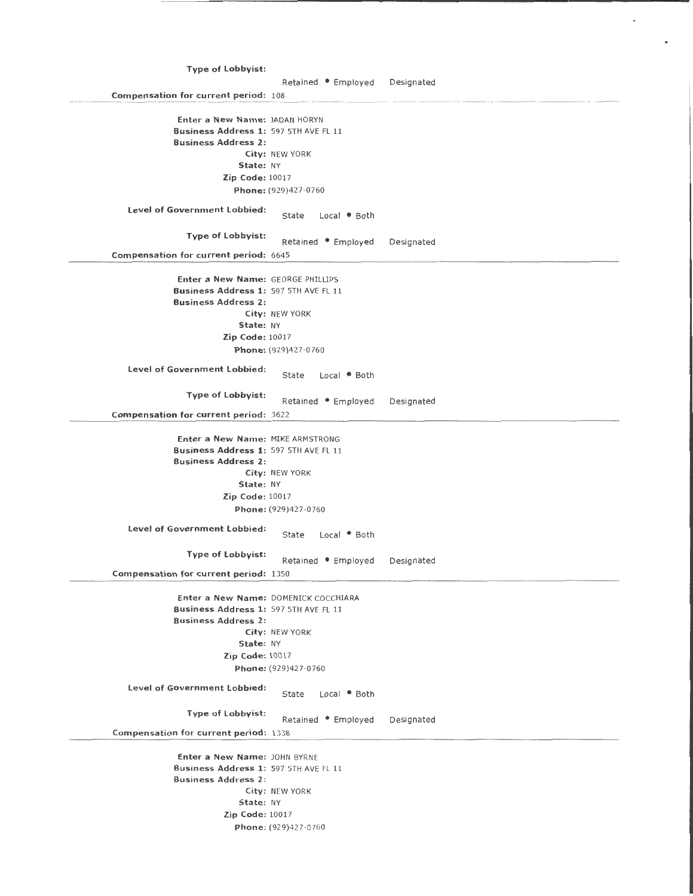**Type of Lobbyist:** Retained • Employed Designated

**Compensation for current period:** 108

---

**Enter a New Name:** JADAN HORYN
**Business Address 1:** 597 5TH AVE FL 11
**Business Address 2:**
**City:** NEW YORK
**State:** NY
**Zip Code:** 10017
**Phone:** (929)427-0760

**Level of Government Lobbied:** State Local • Both

**Type of Lobbyist:** Retained • Employed Designated

**Compensation for current period:** 6645

---

**Enter a New Name:** GEORGE PHILLIPS
**Business Address 1:** 597 5TH AVE FL 11
**Business Address 2:**
**City:** NEW YORK
**State:** NY
**Zip Code:** 10017
**Phone:** (929)427-0760

**Level of Government Lobbied:** State Local • Both

**Type of Lobbyist:** Retained • Employed Designated

**Compensation for current period:** 3622

---

**Enter a New Name:** MIKE ARMSTRONG
**Business Address 1:** 597 5TH AVE FL 11
**Business Address 2:**
**City:** NEW YORK
**State:** NY
**Zip Code:** 10017
**Phone:** (929)427-0760

**Level of Government Lobbied:** State Local • Both

**Type of Lobbyist:** Retained • Employed Designated

**Compensation for current period:** 1350

---

**Enter a New Name:** DOMENICK COCCHIARA
**Business Address 1:** 597 5TH AVE FL 11
**Business Address 2:**
**City:** NEW YORK
**State:** NY
**Zip Code:** 10017
**Phone:** (929)427-0760

**Level of Government Lobbied:** State Local • Both

**Type of Lobbyist:** Retained • Employed Designated

**Compensation for current period:** 1338

---

**Enter a New Name:** JOHN BYRNE
**Business Address 1:** 597 5TH AVE FL 11
**Business Address 2:**
**City:** NEW YORK
**State:** NY
**Zip Code:** 10017
**Phone:** (929)427-0760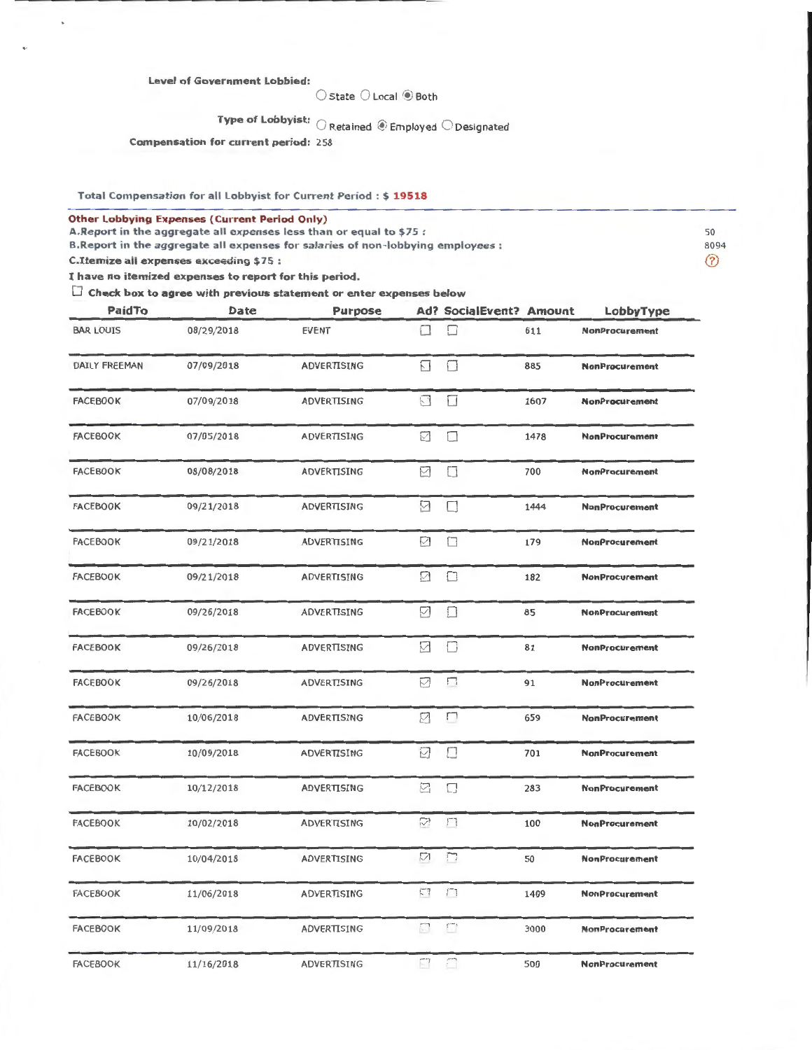**Level of Government Lobbied:** ○ State ○ Local ◉ Both

**Type of Lobbyist:** ○ Retained ◉ Employed ○ Designated

**Compensation for current period:** 258

**Total Compensation for all Lobbyist for Current Period : $ 19518**

**Other Lobbying Expenses (Current Period Only)**

**A.Report in the aggregate all expenses less than or equal to $75 :** 50

**B.Report in the aggregate all expenses for salaries of non-lobbying employees :** 8094

**C.Itemize all expenses exceeding $75 :**

**I have no itemized expenses to report for this period.**

☐ **Check box to agree with previous statement or enter expenses below**

| PaidTo | Date | Purpose | Ad? | SocialEvent? | Amount | LobbyType |
|---|---|---|---|---|---|---|
| BAR LOUIS | 08/29/2018 | EVENT | ☐ | ☐ | 611 | NonProcurement |
| DAILY FREEMAN | 07/09/2018 | ADVERTISING | ☐ | ☐ | 885 | NonProcurement |
| FACEBOOK | 07/09/2018 | ADVERTISING | ☐ | ☐ | 1607 | NonProcurement |
| FACEBOOK | 07/05/2018 | ADVERTISING | ☑ | ☐ | 1478 | NonProcurement |
| FACEBOOK | 08/08/2018 | ADVERTISING | ☑ | ☐ | 700 | NonProcurement |
| FACEBOOK | 09/21/2018 | ADVERTISING | ☑ | ☐ | 1444 | NonProcurement |
| FACEBOOK | 09/21/2018 | ADVERTISING | ☑ | ☐ | 179 | NonProcurement |
| FACEBOOK | 09/21/2018 | ADVERTISING | ☑ | ☐ | 182 | NonProcurement |
| FACEBOOK | 09/26/2018 | ADVERTISING | ☑ | ☐ | 85 | NonProcurement |
| FACEBOOK | 09/26/2018 | ADVERTISING | ☑ | ☐ | 81 | NonProcurement |
| FACEBOOK | 09/26/2018 | ADVERTISING | ☑ | ☐ | 91 | NonProcurement |
| FACEBOOK | 10/06/2018 | ADVERTISING | ☑ | ☐ | 659 | NonProcurement |
| FACEBOOK | 10/09/2018 | ADVERTISING | ☑ | ☐ | 701 | NonProcurement |
| FACEBOOK | 10/12/2018 | ADVERTISING | ☑ | ☐ | 283 | NonProcurement |
| FACEBOOK | 10/02/2018 | ADVERTISING | ☑ | ☐ | 100 | NonProcurement |
| FACEBOOK | 10/04/2018 | ADVERTISING | ☑ | ☐ | 50 | NonProcurement |
| FACEBOOK | 11/06/2018 | ADVERTISING | ☐ | ☐ | 1409 | NonProcurement |
| FACEBOOK | 11/09/2018 | ADVERTISING | ☐ | ☐ | 3000 | NonProcurement |
| FACEBOOK | 11/16/2018 | ADVERTISING | ☐ | ☐ | 500 | NonProcurement |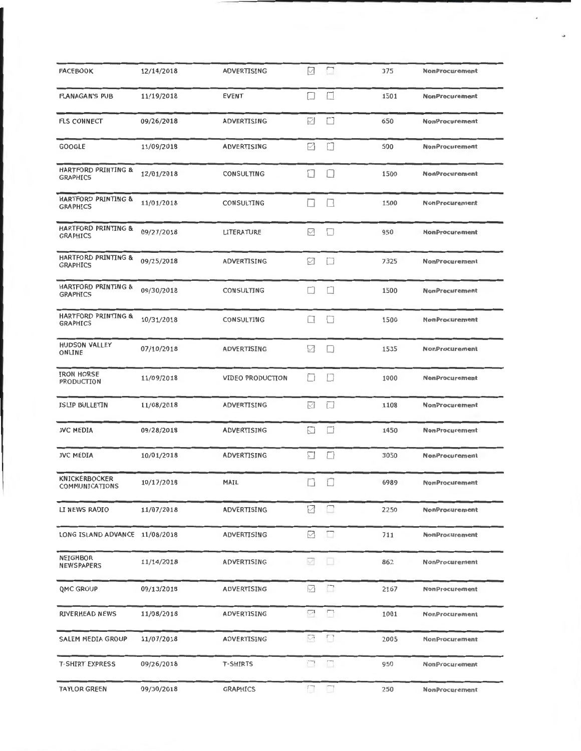| | | | | | | |
|---|---|---|---|---|---|---|
| FACEBOOK | 12/14/2018 | ADVERTISING | ☑ | ☐ | 375 | NonProcurement |
| FLANAGAN'S PUB | 11/19/2018 | EVENT | ☐ | ☐ | 1501 | NonProcurement |
| FLS CONNECT | 09/26/2018 | ADVERTISING | ☑ | ☐ | 650 | NonProcurement |
| GOOGLE | 11/09/2018 | ADVERTISING | ☑ | ☐ | 500 | NonProcurement |
| HARTFORD PRINTING & GRAPHICS | 12/01/2018 | CONSULTING | ☐ | ☐ | 1500 | NonProcurement |
| HARTFORD PRINTING & GRAPHICS | 11/01/2018 | CONSULTING | ☐ | ☐ | 1500 | NonProcurement |
| HARTFORD PRINTING & GRAPHICS | 09/27/2018 | LITERATURE | ☑ | ☐ | 950 | NonProcurement |
| HARTFORD PRINTING & GRAPHICS | 09/25/2018 | ADVERTISING | ☑ | ☐ | 7325 | NonProcurement |
| HARTFORD PRINTING & GRAPHICS | 09/30/2018 | CONSULTING | ☐ | ☐ | 1500 | NonProcurement |
| HARTFORD PRINTING & GRAPHICS | 10/31/2018 | CONSULTING | ☐ | ☐ | 1500 | NonProcurement |
| HUDSON VALLEY ONLINE | 07/10/2018 | ADVERTISING | ☑ | ☐ | 1535 | NonProcurement |
| IRON HORSE PRODUCTION | 11/09/2018 | VIDEO PRODUCTION | ☐ | ☐ | 1000 | NonProcurement |
| ISLIP BULLETIN | 11/08/2018 | ADVERTISING | ☑ | ☐ | 1108 | NonProcurement |
| JVC MEDIA | 09/28/2018 | ADVERTISING | ☑ | ☐ | 1450 | NonProcurement |
| JVC MEDIA | 10/01/2018 | ADVERTISING | ☑ | ☐ | 3050 | NonProcurement |
| KNICKERBOCKER COMMUNICATIONS | 10/17/2018 | MAIL | ☐ | ☐ | 6989 | NonProcurement |
| LI NEWS RADIO | 11/07/2018 | ADVERTISING | ☑ | ☐ | 2250 | NonProcurement |
| LONG ISLAND ADVANCE | 11/08/2018 | ADVERTISING | ☑ | ☐ | 711 | NonProcurement |
| NEIGHBOR NEWSPAPERS | 11/14/2018 | ADVERTISING | ☑ | ☐ | 862 | NonProcurement |
| QMC GROUP | 09/13/2018 | ADVERTISING | ☑ | ☐ | 2167 | NonProcurement |
| RIVERHEAD NEWS | 11/08/2018 | ADVERTISING | ☑ | ☐ | 1001 | NonProcurement |
| SALEM MEDIA GROUP | 11/07/2018 | ADVERTISING | ☑ | ☐ | 2005 | NonProcurement |
| T-SHIRT EXPRESS | 09/26/2018 | T-SHIRTS | ☐ | ☐ | 950 | NonProcurement |
| TAYLOR GREEN | 09/30/2018 | GRAPHICS | ☐ | ☐ | 250 | NonProcurement |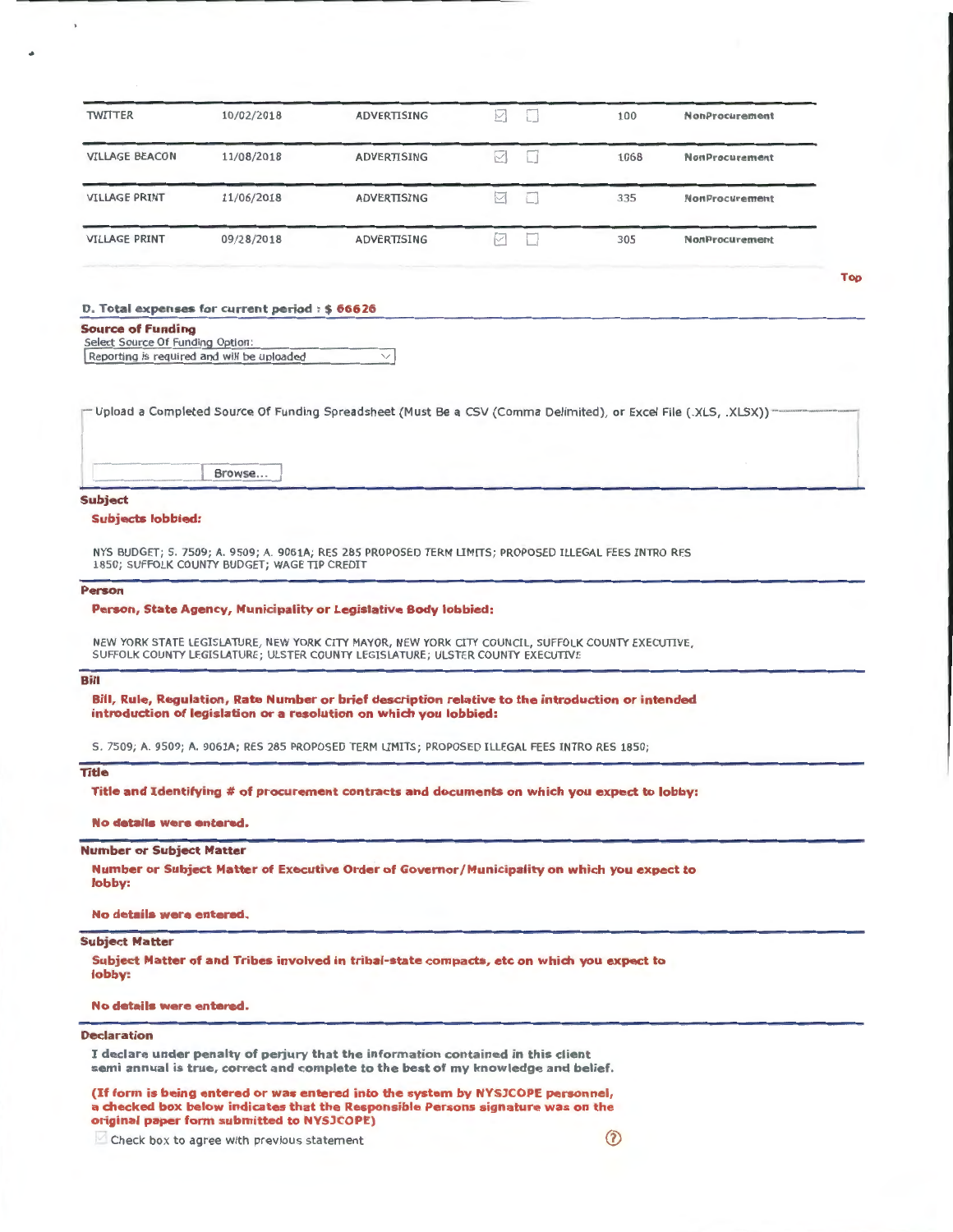| | | | | | | |
|---|---|---|---|---|---|---|
| TWITTER | 10/02/2018 | ADVERTISING | ☑ | ☐ | 100 | NonProcurement |
| VILLAGE BEACON | 11/08/2018 | ADVERTISING | ☑ | ☐ | 1068 | NonProcurement |
| VILLAGE PRINT | 11/06/2018 | ADVERTISING | ☑ | ☐ | 335 | NonProcurement |
| VILLAGE PRINT | 09/28/2018 | ADVERTISING | ☑ | ☐ | 305 | NonProcurement |

Top

**D. Total expenses for current period : $ 66626**

**Source of Funding**

Select Source Of Funding Option:

Reporting is required and will be uploaded

Upload a Completed Source Of Funding Spreadsheet (Must Be a CSV (Comma Delimited), or Excel File (.XLS, .XLSX))

Browse...

**Subject**

**Subjects lobbied:**

NYS BUDGET; S. 7509; A. 9509; A. 9061A; RES 285 PROPOSED TERM LIMITS; PROPOSED ILLEGAL FEES INTRO RES 1850; SUFFOLK COUNTY BUDGET; WAGE TIP CREDIT

**Person**

**Person, State Agency, Municipality or Legislative Body lobbied:**

NEW YORK STATE LEGISLATURE, NEW YORK CITY MAYOR, NEW YORK CITY COUNCIL, SUFFOLK COUNTY EXECUTIVE, SUFFOLK COUNTY LEGISLATURE; ULSTER COUNTY LEGISLATURE; ULSTER COUNTY EXECUTIVE

**Bill**

**Bill, Rule, Regulation, Rate Number or brief description relative to the introduction or intended introduction of legislation or a resolution on which you lobbied:**

S. 7509; A. 9509; A. 9061A; RES 285 PROPOSED TERM LIMITS; PROPOSED ILLEGAL FEES INTRO RES 1850;

**Title**

**Title and Identifying # of procurement contracts and documents on which you expect to lobby:**

**No details were entered.**

**Number or Subject Matter**

**Number or Subject Matter of Executive Order of Governor/Municipality on which you expect to lobby:**

**No details were entered.**

**Subject Matter**

**Subject Matter of and Tribes involved in tribal-state compacts, etc on which you expect to lobby:**

**No details were entered.**

**Declaration**

**I declare under penalty of perjury that the information contained in this client semi annual is true, correct and complete to the best of my knowledge and belief.**

**(If form is being entered or was entered into the system by NYSJCOPE personnel, a checked box below indicates that the Responsible Persons signature was on the original paper form submitted to NYSJCOPE)**

☑ Check box to agree with previous statement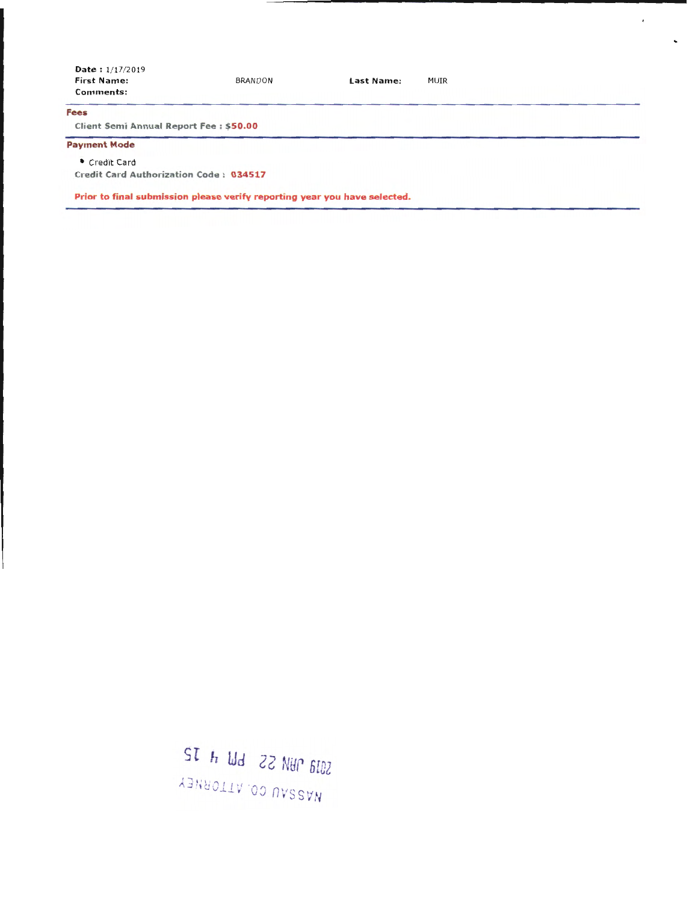**Date :** 1/17/2019

**First Name:** BRANDON **Last Name:** MUIR

**Comments:**

---

**Fees**

**Client Semi Annual Report Fee : $50.00**

---

**Payment Mode**

- Credit Card

**Credit Card Authorization Code : 034517**

**Prior to final submission please verify reporting year you have selected.**

---

2019 JAN 22 PM 4 15

NASSAU CO. ATTORNEY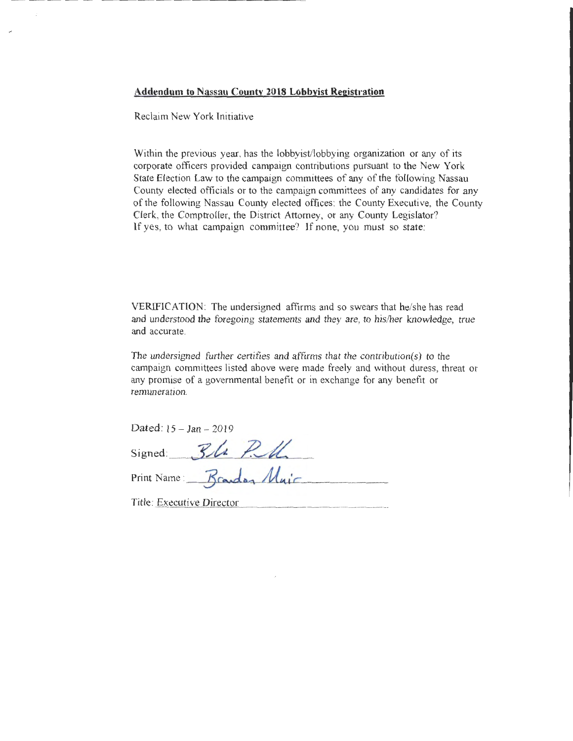**Addendum to Nassau County 2018 Lobbyist Registration**

Reclaim New York Initiative

Within the previous year, has the lobbyist/lobbying organization or any of its corporate officers provided campaign contributions pursuant to the New York State Election Law to the campaign committees of any of the following Nassau County elected officials or to the campaign committees of any candidates for any of the following Nassau County elected offices: the County Executive, the County Clerk, the Comptroller, the District Attorney, or any County Legislator? If yes, to what campaign committee? If none, you must so state:

VERIFICATION: The undersigned affirms and so swears that he/she has read and understood the foregoing statements and they are, to his/her knowledge, true and accurate.

The undersigned further certifies and affirms that the contribution(s) to the campaign committees listed above were made freely and without duress, threat or any promise of a governmental benefit or in exchange for any benefit or remuneration.

Dated: 15 – Jan – 2019

Signed: ______________

Print Name: Brandon Muir

Title: Executive Director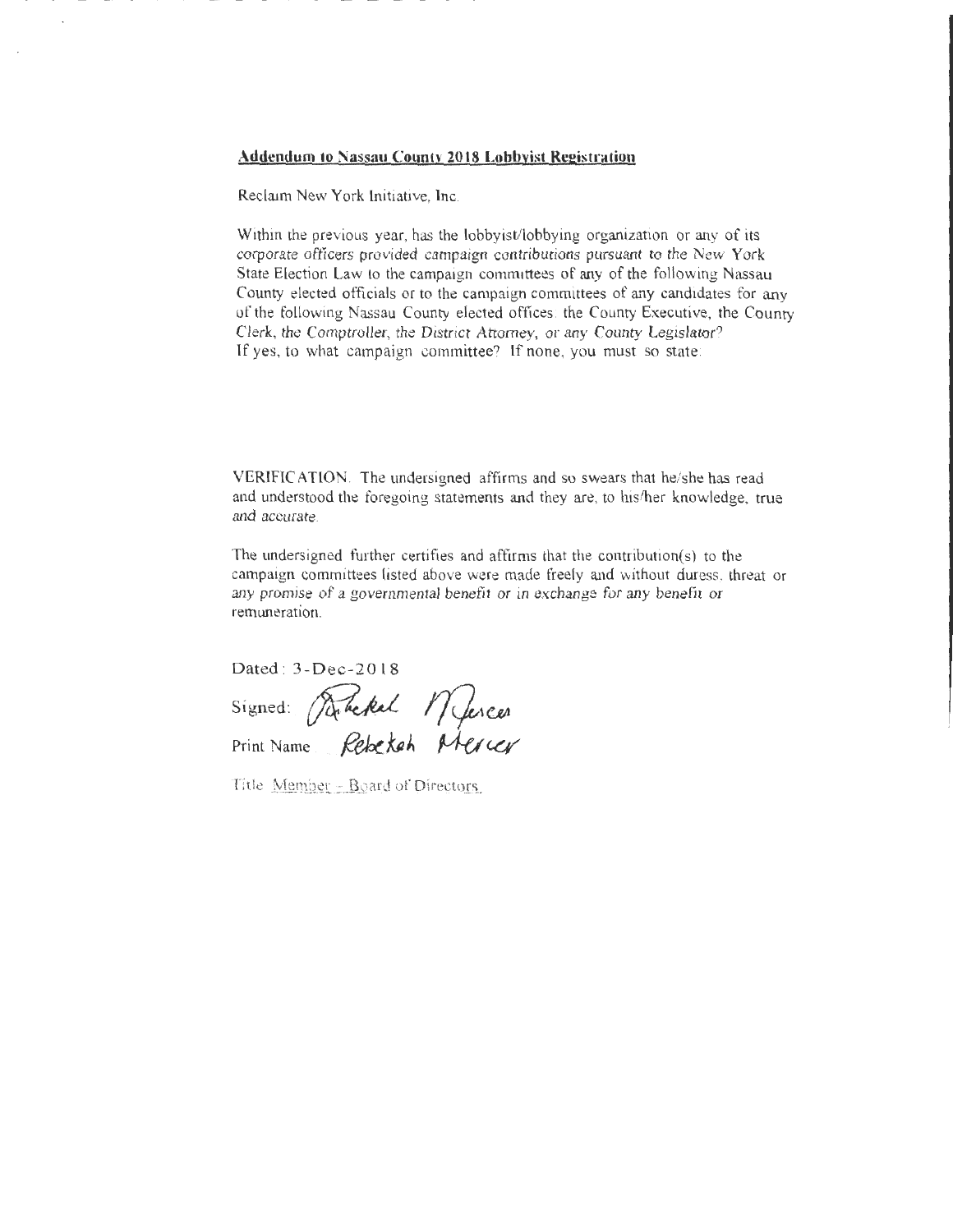**Addendum to Nassau County 2018 Lobbyist Registration**

Reclaim New York Initiative, Inc.

Within the previous year, has the lobbyist/lobbying organization or any of its corporate officers provided campaign contributions pursuant to the New York State Election Law to the campaign committees of any of the following Nassau County elected officials or to the campaign committees of any candidates for any of the following Nassau County elected offices: the County Executive, the County Clerk, the Comptroller, the District Attorney, or any County Legislator? If yes, to what campaign committee? If none, you must so state:

VERIFICATION: The undersigned affirms and so swears that he/she has read and understood the foregoing statements and they are, to his/her knowledge, true and accurate.

The undersigned further certifies and affirms that the contribution(s) to the campaign committees listed above were made freely and without duress, threat or any promise of a governmental benefit or in exchange for any benefit or remuneration.

Dated: 3-Dec-2018

Signed: Rebekah Mercer

Print Name: Rebekah Mercer

Title: Member - Board of Directors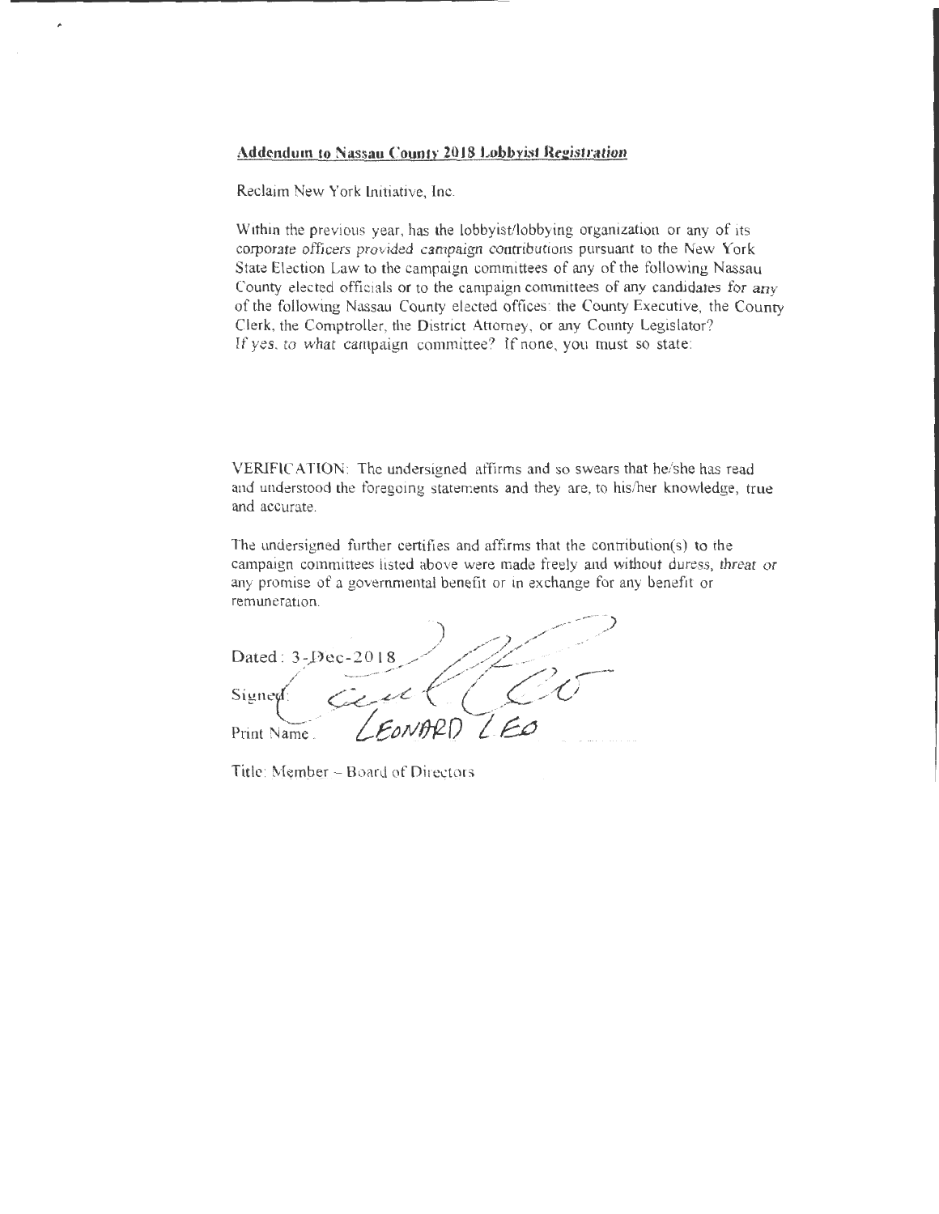**Addendum to Nassau County 2018 Lobbyist Registration**

Reclaim New York Initiative, Inc.

Within the previous year, has the lobbyist/lobbying organization or any of its corporate officers provided campaign contributions pursuant to the New York State Election Law to the campaign committees of any of the following Nassau County elected officials or to the campaign committees of any candidates for any of the following Nassau County elected offices: the County Executive, the County Clerk, the Comptroller, the District Attorney, or any County Legislator? If yes, to what campaign committee? If none, you must so state:

VERIFICATION: The undersigned affirms and so swears that he/she has read and understood the foregoing statements and they are, to his/her knowledge, true and accurate.

The undersigned further certifies and affirms that the contribution(s) to the campaign committees listed above were made freely and without duress, threat or any promise of a governmental benefit or in exchange for any benefit or remuneration.

Dated: 3-Dec-2018

Signed:

Print Name: LEONARD LEO

Title: Member – Board of Directors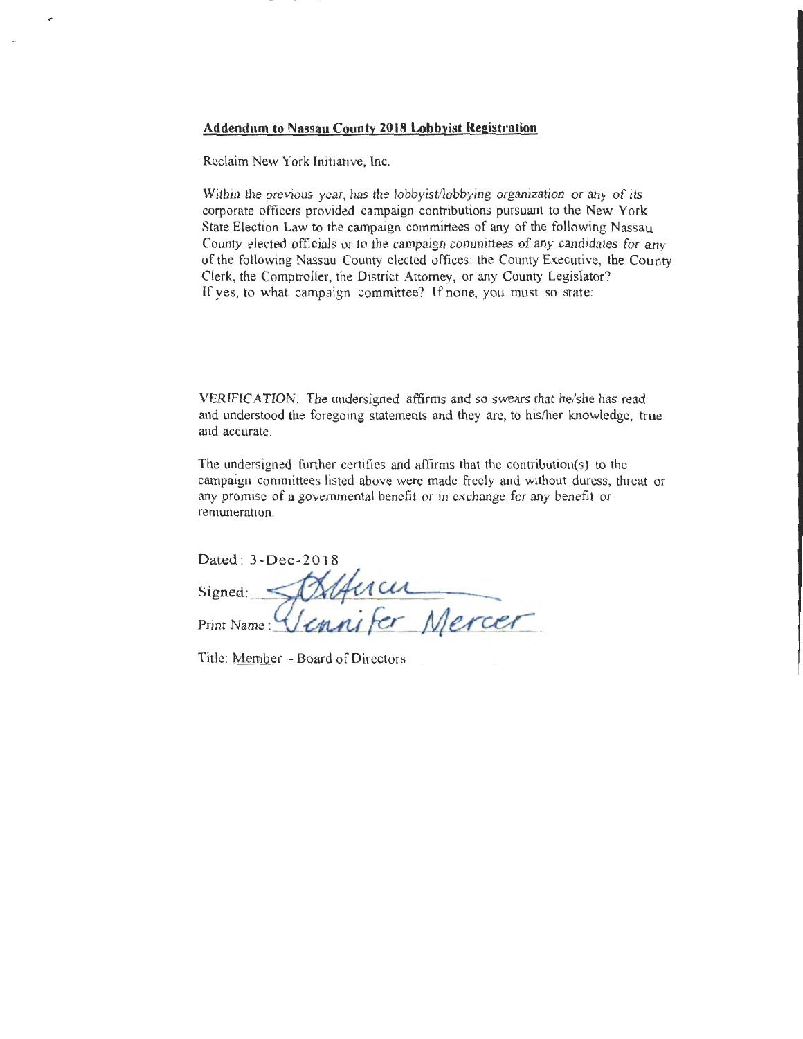**Addendum to Nassau County 2018 Lobbyist Registration**

Reclaim New York Initiative, Inc.

*Within the previous year, has the lobbyist/lobbying organization or any of its corporate officers provided campaign contributions pursuant to the New York State Election Law to the campaign committees of any of the following Nassau County elected officials or to the campaign committees of any candidates for any of the following Nassau County elected offices: the County Executive, the County Clerk, the Comptroller, the District Attorney, or any County Legislator? If yes, to what campaign committee? If none, you must so state:*

*VERIFICATION:* The undersigned affirms and so swears that he/she has read and understood the foregoing statements and they are, to his/her knowledge, true and accurate.

The undersigned further certifies and affirms that the contribution(s) to the campaign committees listed above were made freely and without duress, threat or any promise of a governmental benefit or in exchange for any benefit or remuneration.

Dated: 3-Dec-2018

Signed: [signature]

Print Name: Jennifer Mercer

Title: Member - Board of Directors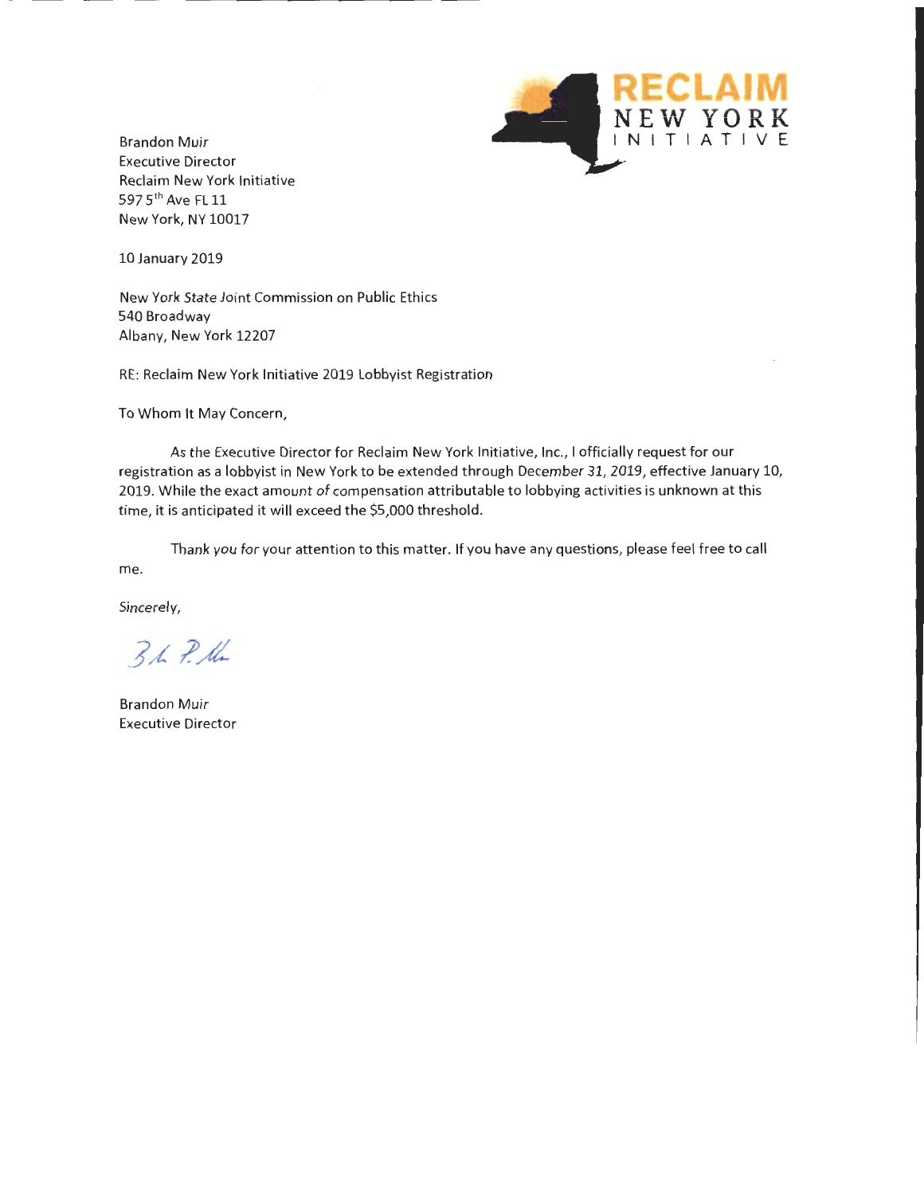RECLAIM NEW YORK INITIATIVE

Brandon Muir
Executive Director
Reclaim New York Initiative
597 5th Ave FL 11
New York, NY 10017

10 January 2019

New York State Joint Commission on Public Ethics
540 Broadway
Albany, New York 12207

RE: Reclaim New York Initiative 2019 Lobbyist Registration

To Whom It May Concern,

As the Executive Director for Reclaim New York Initiative, Inc., I officially request for our registration as a lobbyist in New York to be extended through December 31, 2019, effective January 10, 2019. While the exact amount of compensation attributable to lobbying activities is unknown at this time, it is anticipated it will exceed the $5,000 threshold.

Thank you for your attention to this matter. If you have any questions, please feel free to call me.

Sincerely,

Brandon Muir
Executive Director